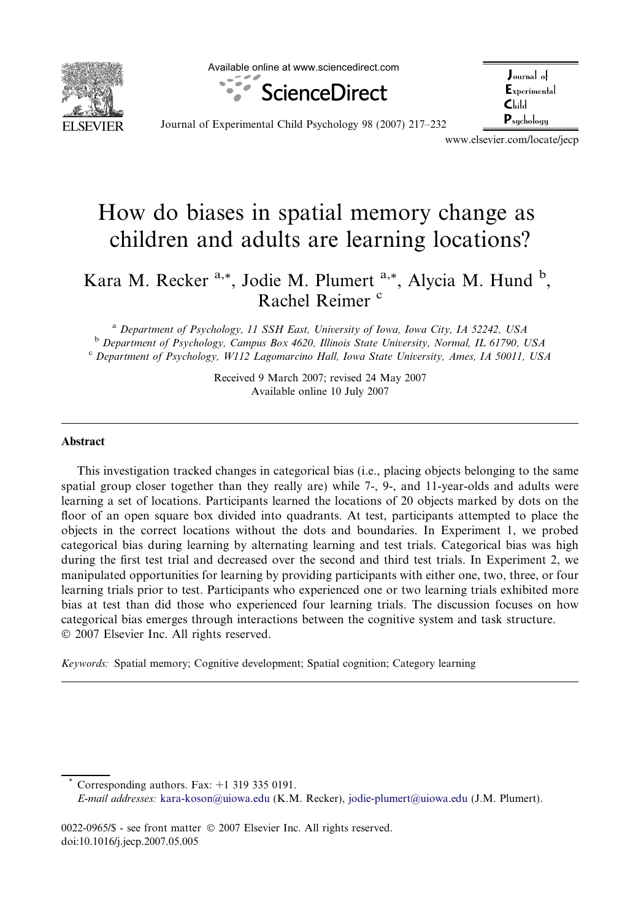# How do biases in spatial memory change as children and adults are learning locations?

Kara M. Recker [a,*], Jodie M. Plumert [a,*], Alycia M. Hund [b], Rachel Reimer [c]

[a] Department of Psychology, 11 SSH East, University of Iowa, Iowa City, IA 52242, USA
[b] Department of Psychology, Campus Box 4620, Illinois State University, Normal, IL 61790, USA
[c] Department of Psychology, W112 Lagomarcino Hall, Iowa State University, Ames, IA 50011, USA

Received 9 March 2007; revised 24 May 2007
Available online 10 July 2007

## Abstract

This investigation tracked changes in categorical bias (i.e., placing objects belonging to the same spatial group closer together than they really are) while 7-, 9-, and 11-year-olds and adults were learning a set of locations. Participants learned the locations of 20 objects marked by dots on the floor of an open square box divided into quadrants. At test, participants attempted to place the objects in the correct locations without the dots and boundaries. In Experiment 1, we probed categorical bias during learning by alternating learning and test trials. Categorical bias was high during the first test trial and decreased over the second and third test trials. In Experiment 2, we manipulated opportunities for learning by providing participants with either one, two, three, or four learning trials prior to test. Participants who experienced one or two learning trials exhibited more bias at test than did those who experienced four learning trials. The discussion focuses on how categorical bias emerges through interactions between the cognitive system and task structure.
© 2007 Elsevier Inc. All rights reserved.

*Keywords:* Spatial memory; Cognitive development; Spatial cognition; Category learning

---

* Corresponding authors. Fax: +1 319 335 0191.
*E-mail addresses:* kara-koson@uiowa.edu (K.M. Recker), jodie-plumert@uiowa.edu (J.M. Plumert).

0022-0965/$ - see front matter © 2007 Elsevier Inc. All rights reserved.
doi:10.1016/j.jecp.2007.05.005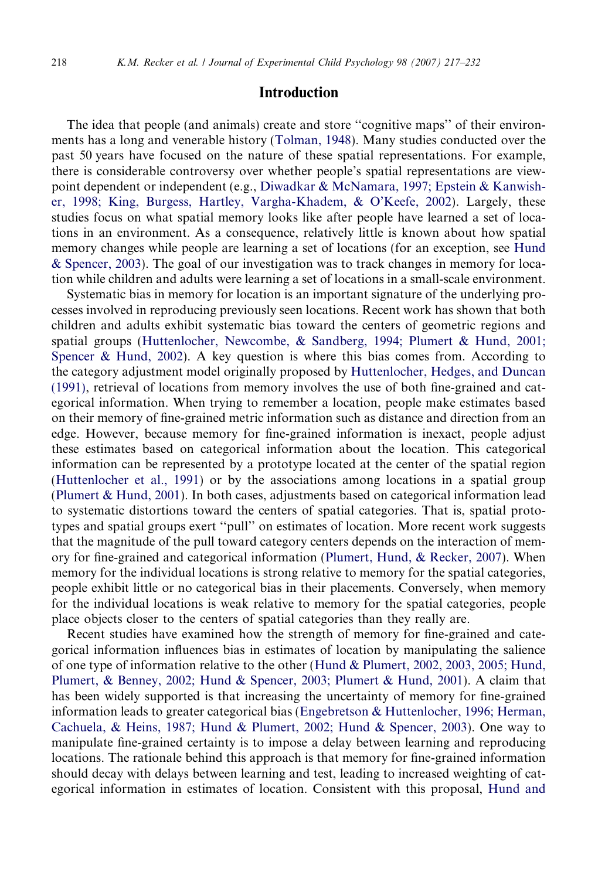# Introduction

The idea that people (and animals) create and store ''cognitive maps'' of their environments has a long and venerable history (Tolman, 1948). Many studies conducted over the past 50 years have focused on the nature of these spatial representations. For example, there is considerable controversy over whether people's spatial representations are viewpoint dependent or independent (e.g., Diwadkar & McNamara, 1997; Epstein & Kanwisher, 1998; King, Burgess, Hartley, Vargha-Khadem, & O'Keefe, 2002). Largely, these studies focus on what spatial memory looks like after people have learned a set of locations in an environment. As a consequence, relatively little is known about how spatial memory changes while people are learning a set of locations (for an exception, see Hund & Spencer, 2003). The goal of our investigation was to track changes in memory for location while children and adults were learning a set of locations in a small-scale environment.

Systematic bias in memory for location is an important signature of the underlying processes involved in reproducing previously seen locations. Recent work has shown that both children and adults exhibit systematic bias toward the centers of geometric regions and spatial groups (Huttenlocher, Newcombe, & Sandberg, 1994; Plumert & Hund, 2001; Spencer & Hund, 2002). A key question is where this bias comes from. According to the category adjustment model originally proposed by Huttenlocher, Hedges, and Duncan (1991), retrieval of locations from memory involves the use of both fine-grained and categorical information. When trying to remember a location, people make estimates based on their memory of fine-grained metric information such as distance and direction from an edge. However, because memory for fine-grained information is inexact, people adjust these estimates based on categorical information about the location. This categorical information can be represented by a prototype located at the center of the spatial region (Huttenlocher et al., 1991) or by the associations among locations in a spatial group (Plumert & Hund, 2001). In both cases, adjustments based on categorical information lead to systematic distortions toward the centers of spatial categories. That is, spatial prototypes and spatial groups exert ''pull'' on estimates of location. More recent work suggests that the magnitude of the pull toward category centers depends on the interaction of memory for fine-grained and categorical information (Plumert, Hund, & Recker, 2007). When memory for the individual locations is strong relative to memory for the spatial categories, people exhibit little or no categorical bias in their placements. Conversely, when memory for the individual locations is weak relative to memory for the spatial categories, people place objects closer to the centers of spatial categories than they really are.

Recent studies have examined how the strength of memory for fine-grained and categorical information influences bias in estimates of location by manipulating the salience of one type of information relative to the other (Hund & Plumert, 2002, 2003, 2005; Hund, Plumert, & Benney, 2002; Hund & Spencer, 2003; Plumert & Hund, 2001). A claim that has been widely supported is that increasing the uncertainty of memory for fine-grained information leads to greater categorical bias (Engebretson & Huttenlocher, 1996; Herman, Cachuela, & Heins, 1987; Hund & Plumert, 2002; Hund & Spencer, 2003). One way to manipulate fine-grained certainty is to impose a delay between learning and reproducing locations. The rationale behind this approach is that memory for fine-grained information should decay with delays between learning and test, leading to increased weighting of categorical information in estimates of location. Consistent with this proposal, Hund and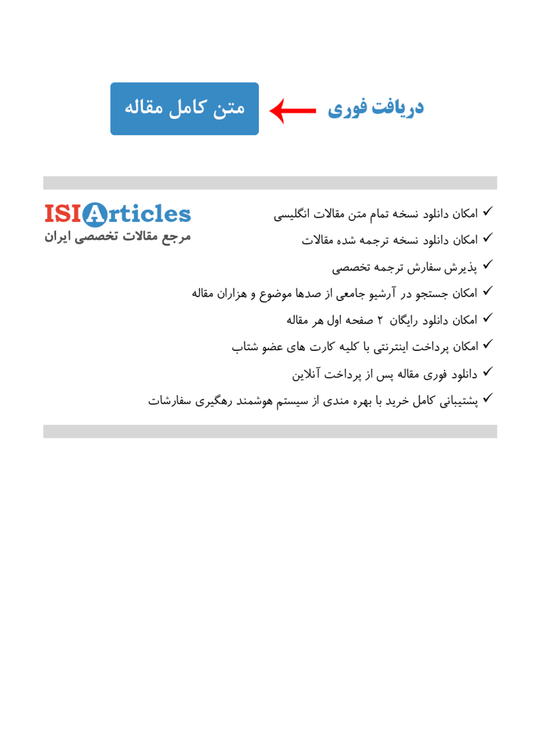دریافت فوری ← متن کامل مقاله

**ISIArticles**
مرجع مقالات تخصصی ایران

- ✓ امکان دانلود نسخه تمام متن مقالات انگلیسی
- ✓ امکان دانلود نسخه ترجمه شده مقالات
- ✓ پذیرش سفارش ترجمه تخصصی
- ✓ امکان جستجو در آرشیو جامعی از صدها موضوع و هزاران مقاله
- ✓ امکان دانلود رایگان ۲ صفحه اول هر مقاله
- ✓ امکان پرداخت اینترنتی با کلیه کارت های عضو شتاب
- ✓ دانلود فوری مقاله پس از پرداخت آنلاین
- ✓ پشتیبانی کامل خرید با بهره مندی از سیستم هوشمند رهگیری سفارشات